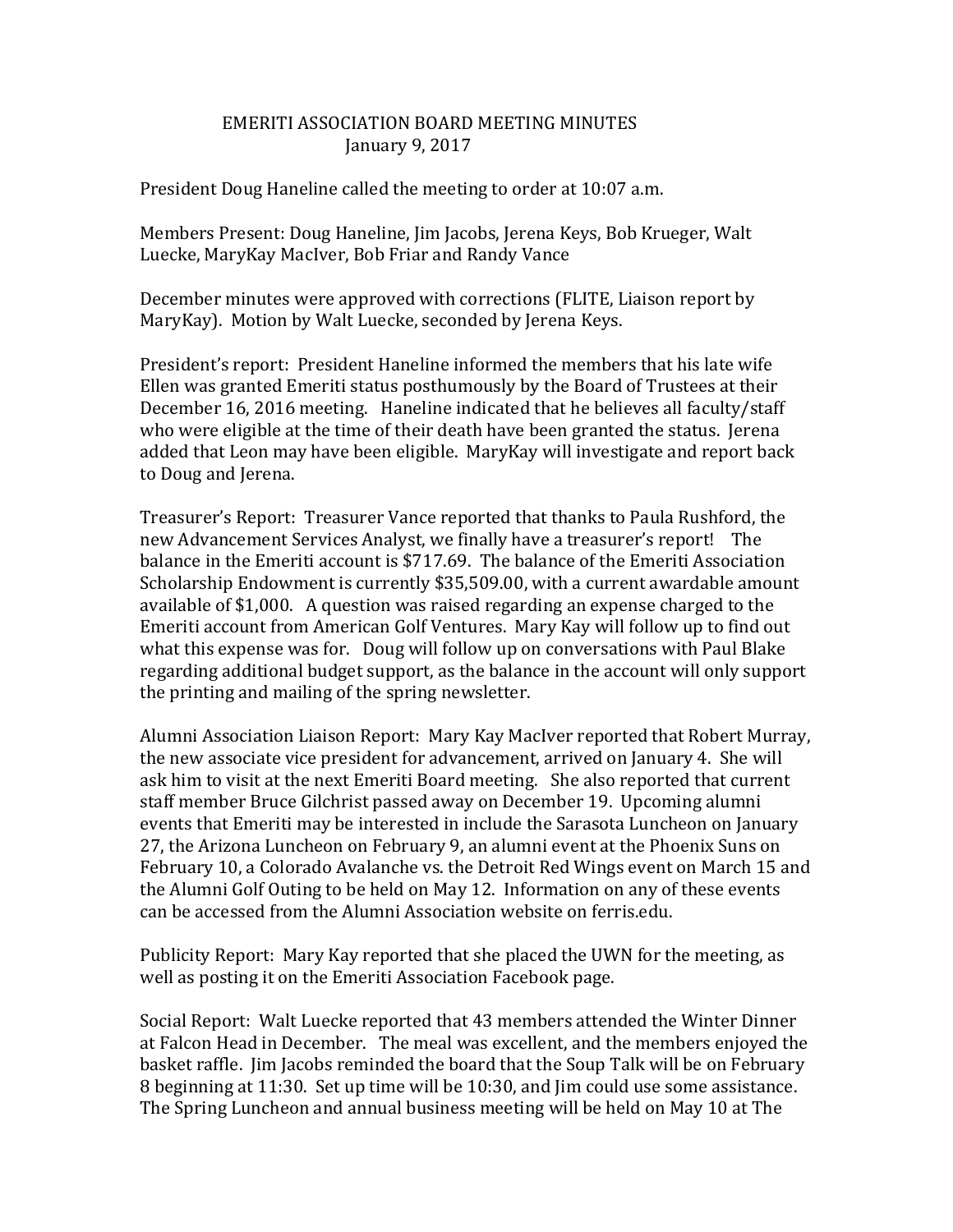# EMERITI ASSOCIATION BOARD MEETING MINUTES
## January 9, 2017

President Doug Haneline called the meeting to order at 10:07 a.m.

Members Present: Doug Haneline, Jim Jacobs, Jerena Keys, Bob Krueger, Walt Luecke, MaryKay MacIver, Bob Friar and Randy Vance

December minutes were approved with corrections (FLITE, Liaison report by MaryKay). Motion by Walt Luecke, seconded by Jerena Keys.

President's report: President Haneline informed the members that his late wife Ellen was granted Emeriti status posthumously by the Board of Trustees at their December 16, 2016 meeting. Haneline indicated that he believes all faculty/staff who were eligible at the time of their death have been granted the status. Jerena added that Leon may have been eligible. MaryKay will investigate and report back to Doug and Jerena.

Treasurer's Report: Treasurer Vance reported that thanks to Paula Rushford, the new Advancement Services Analyst, we finally have a treasurer's report! The balance in the Emeriti account is $717.69. The balance of the Emeriti Association Scholarship Endowment is currently $35,509.00, with a current awardable amount available of $1,000. A question was raised regarding an expense charged to the Emeriti account from American Golf Ventures. Mary Kay will follow up to find out what this expense was for. Doug will follow up on conversations with Paul Blake regarding additional budget support, as the balance in the account will only support the printing and mailing of the spring newsletter.

Alumni Association Liaison Report: Mary Kay MacIver reported that Robert Murray, the new associate vice president for advancement, arrived on January 4. She will ask him to visit at the next Emeriti Board meeting. She also reported that current staff member Bruce Gilchrist passed away on December 19. Upcoming alumni events that Emeriti may be interested in include the Sarasota Luncheon on January 27, the Arizona Luncheon on February 9, an alumni event at the Phoenix Suns on February 10, a Colorado Avalanche vs. the Detroit Red Wings event on March 15 and the Alumni Golf Outing to be held on May 12. Information on any of these events can be accessed from the Alumni Association website on ferris.edu.

Publicity Report: Mary Kay reported that she placed the UWN for the meeting, as well as posting it on the Emeriti Association Facebook page.

Social Report: Walt Luecke reported that 43 members attended the Winter Dinner at Falcon Head in December. The meal was excellent, and the members enjoyed the basket raffle. Jim Jacobs reminded the board that the Soup Talk will be on February 8 beginning at 11:30. Set up time will be 10:30, and Jim could use some assistance. The Spring Luncheon and annual business meeting will be held on May 10 at The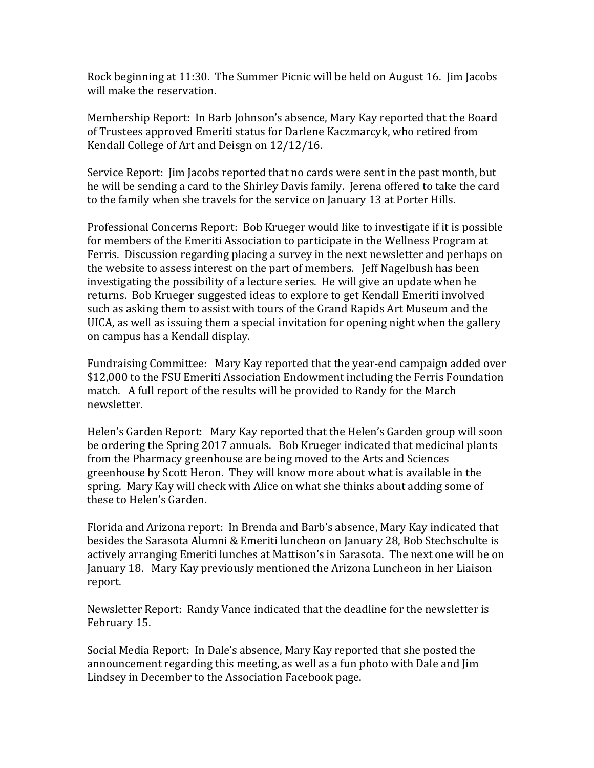Rock beginning at 11:30. The Summer Picnic will be held on August 16. Jim Jacobs will make the reservation.

Membership Report: In Barb Johnson's absence, Mary Kay reported that the Board of Trustees approved Emeriti status for Darlene Kaczmarcyk, who retired from Kendall College of Art and Deisgn on 12/12/16.

Service Report: Jim Jacobs reported that no cards were sent in the past month, but he will be sending a card to the Shirley Davis family. Jerena offered to take the card to the family when she travels for the service on January 13 at Porter Hills.

Professional Concerns Report: Bob Krueger would like to investigate if it is possible for members of the Emeriti Association to participate in the Wellness Program at Ferris. Discussion regarding placing a survey in the next newsletter and perhaps on the website to assess interest on the part of members. Jeff Nagelbush has been investigating the possibility of a lecture series. He will give an update when he returns. Bob Krueger suggested ideas to explore to get Kendall Emeriti involved such as asking them to assist with tours of the Grand Rapids Art Museum and the UICA, as well as issuing them a special invitation for opening night when the gallery on campus has a Kendall display.

Fundraising Committee: Mary Kay reported that the year-end campaign added over $12,000 to the FSU Emeriti Association Endowment including the Ferris Foundation match. A full report of the results will be provided to Randy for the March newsletter.

Helen's Garden Report: Mary Kay reported that the Helen's Garden group will soon be ordering the Spring 2017 annuals. Bob Krueger indicated that medicinal plants from the Pharmacy greenhouse are being moved to the Arts and Sciences greenhouse by Scott Heron. They will know more about what is available in the spring. Mary Kay will check with Alice on what she thinks about adding some of these to Helen's Garden.

Florida and Arizona report: In Brenda and Barb's absence, Mary Kay indicated that besides the Sarasota Alumni & Emeriti luncheon on January 28, Bob Stechschulte is actively arranging Emeriti lunches at Mattison's in Sarasota. The next one will be on January 18. Mary Kay previously mentioned the Arizona Luncheon in her Liaison report.

Newsletter Report: Randy Vance indicated that the deadline for the newsletter is February 15.

Social Media Report: In Dale's absence, Mary Kay reported that she posted the announcement regarding this meeting, as well as a fun photo with Dale and Jim Lindsey in December to the Association Facebook page.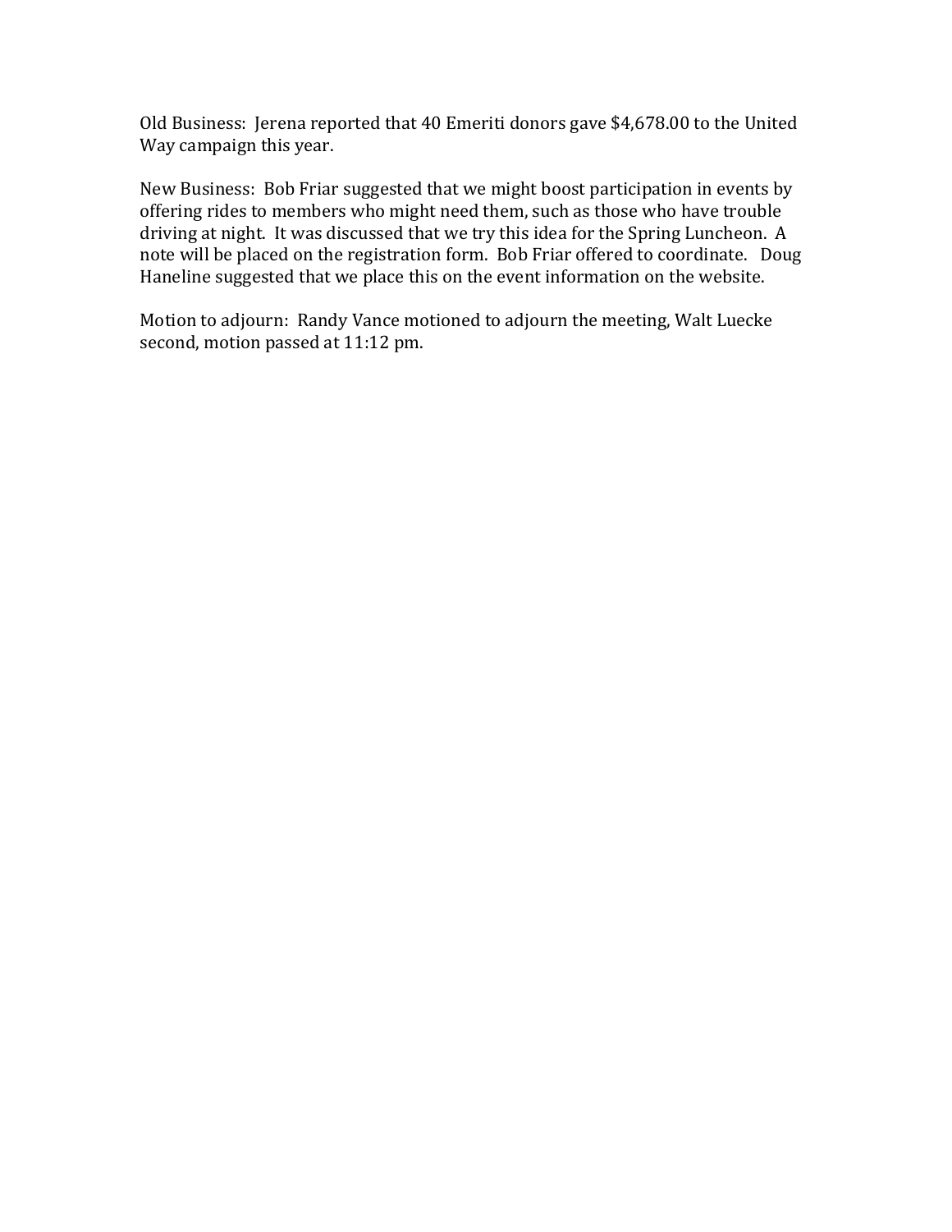Old Business: Jerena reported that 40 Emeriti donors gave $4,678.00 to the United Way campaign this year.

New Business: Bob Friar suggested that we might boost participation in events by offering rides to members who might need them, such as those who have trouble driving at night. It was discussed that we try this idea for the Spring Luncheon. A note will be placed on the registration form. Bob Friar offered to coordinate. Doug Haneline suggested that we place this on the event information on the website.

Motion to adjourn: Randy Vance motioned to adjourn the meeting, Walt Luecke second, motion passed at 11:12 pm.